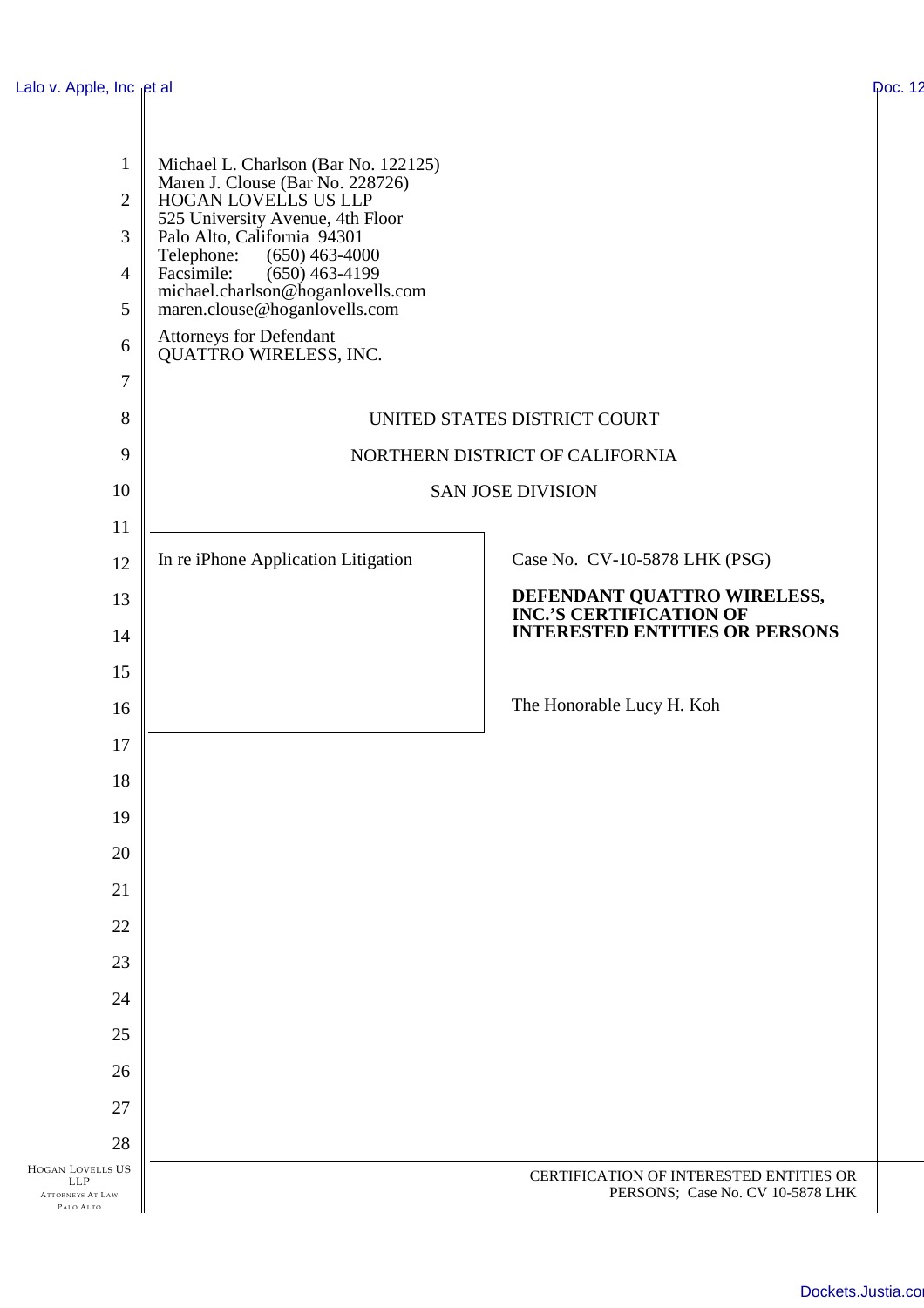Michael L. Charlson (Bar No. 122125)
Maren J. Clouse (Bar No. 228726)
HOGAN LOVELLS US LLP
525 University Avenue, 4th Floor
Palo Alto, California 94301
Telephone: (650) 463-4000
Facsimile: (650) 463-4199
michael.charlson@hoganlovells.com
maren.clouse@hoganlovells.com

Attorneys for Defendant
QUATTRO WIRELESS, INC.

UNITED STATES DISTRICT COURT

NORTHERN DISTRICT OF CALIFORNIA

SAN JOSE DIVISION

| | |
|---|---|
| In re iPhone Application Litigation | Case No. CV-10-5878 LHK (PSG)<br><br>**DEFENDANT QUATTRO WIRELESS, INC.'S CERTIFICATION OF INTERESTED ENTITIES OR PERSONS**<br><br>The Honorable Lucy H. Koh |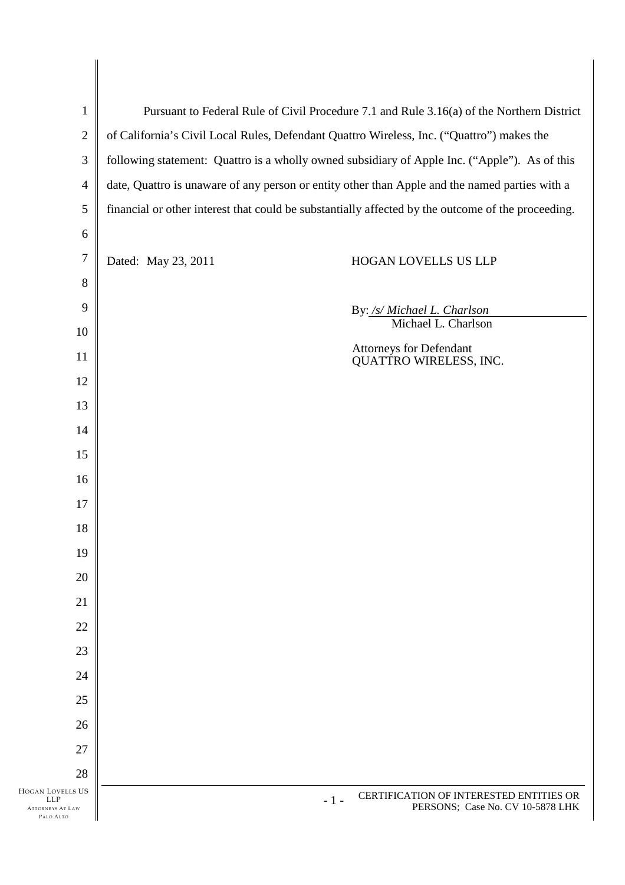Pursuant to Federal Rule of Civil Procedure 7.1 and Rule 3.16(a) of the Northern District of California's Civil Local Rules, Defendant Quattro Wireless, Inc. ("Quattro") makes the following statement: Quattro is a wholly owned subsidiary of Apple Inc. ("Apple"). As of this date, Quattro is unaware of any person or entity other than Apple and the named parties with a financial or other interest that could be substantially affected by the outcome of the proceeding.

Dated: May 23, 2011

HOGAN LOVELLS US LLP

By: */s/ Michael L. Charlson*
Michael L. Charlson

Attorneys for Defendant
QUATTRO WIRELESS, INC.

CERTIFICATION OF INTERESTED ENTITIES OR PERSONS; Case No. CV 10-5878 LHK